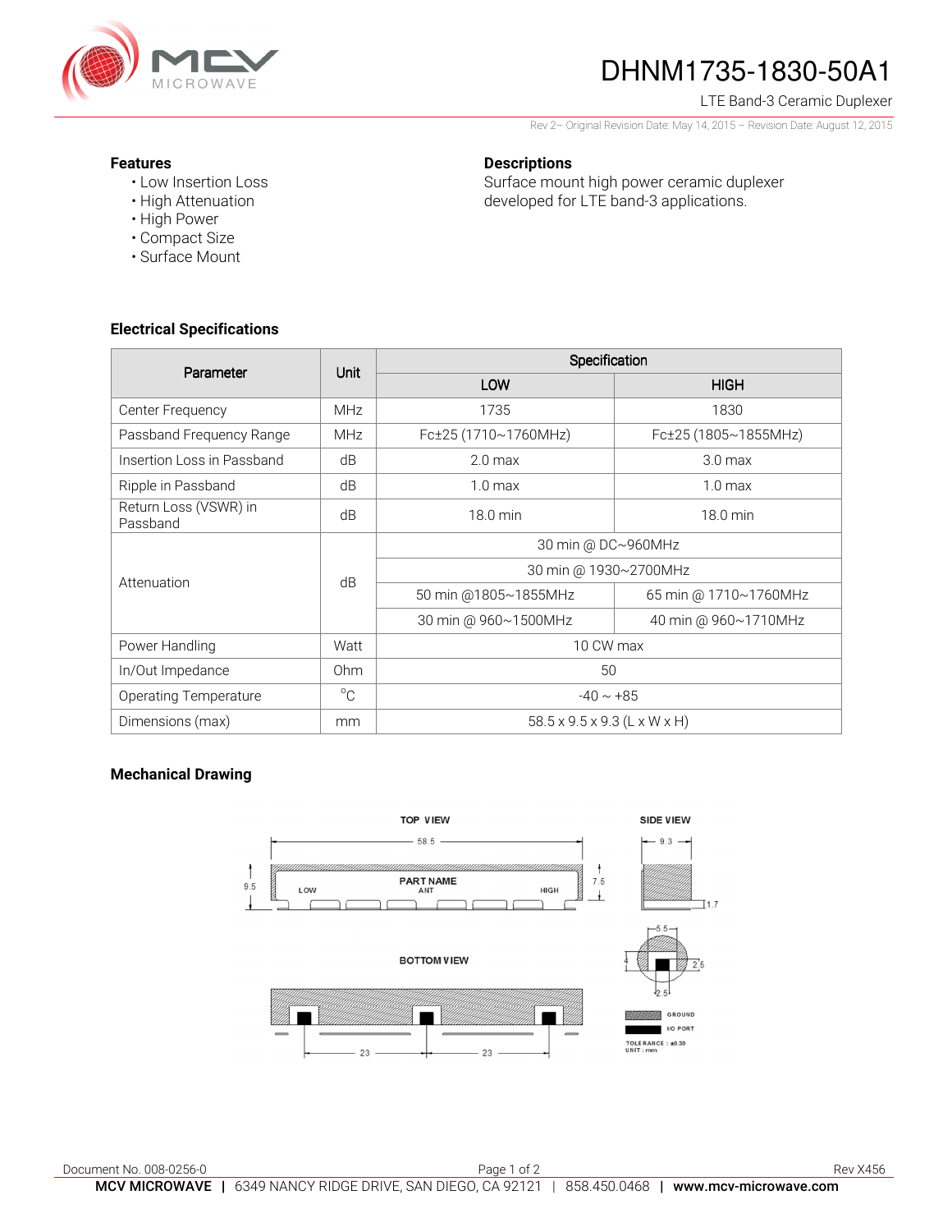# DHNM1735-1830-50A1

LTE Band-3 Ceramic Duplexer

Rev 2– Original Revision Date: May 14, 2015 – Revision Date: August 12, 2015

### Features

- Low Insertion Loss
- High Attenuation
- High Power
- Compact Size
- Surface Mount

### Descriptions

Surface mount high power ceramic duplexer developed for LTE band-3 applications.

### Electrical Specifications

| Parameter | Unit | Specification | |
|---|---|---|---|
| | | LOW | HIGH |
| Center Frequency | MHz | 1735 | 1830 |
| Passband Frequency Range | MHz | Fc±25 (1710~1760MHz) | Fc±25 (1805~1855MHz) |
| Insertion Loss in Passband | dB | 2.0 max | 3.0 max |
| Ripple in Passband | dB | 1.0 max | 1.0 max |
| Return Loss (VSWR) in Passband | dB | 18.0 min | 18.0 min |
| Attenuation | dB | 30 min @ DC~960MHz | |
| | | 30 min @ 1930~2700MHz | |
| | | 50 min @1805~1855MHz | 65 min @ 1710~1760MHz |
| | | 30 min @ 960~1500MHz | 40 min @ 960~1710MHz |
| Power Handling | Watt | 10 CW max | |
| In/Out Impedance | Ohm | 50 | |
| Operating Temperature | °C | -40 ~ +85 | |
| Dimensions (max) | mm | 58.5 x 9.5 x 9.3 (L x W x H) | |

### Mechanical Drawing

TOP VIEW — 58.5; 9.5; 7.5; PART NAME; LOW; ANT; HIGH

SIDE VIEW — 9.3; 1.7

BOTTOM VIEW — 23; 23

5.5; 4; 2.5; 2.5

GROUND

I/O PORT

TOLERANCE : ±0.30
UNIT : mm

Document No. 008-0256-0

Rev X456

**MCV MICROWAVE** | 6349 NANCY RIDGE DRIVE, SAN DIEGO, CA 92121 | 858.450.0468 | **www.mcv-microwave.com**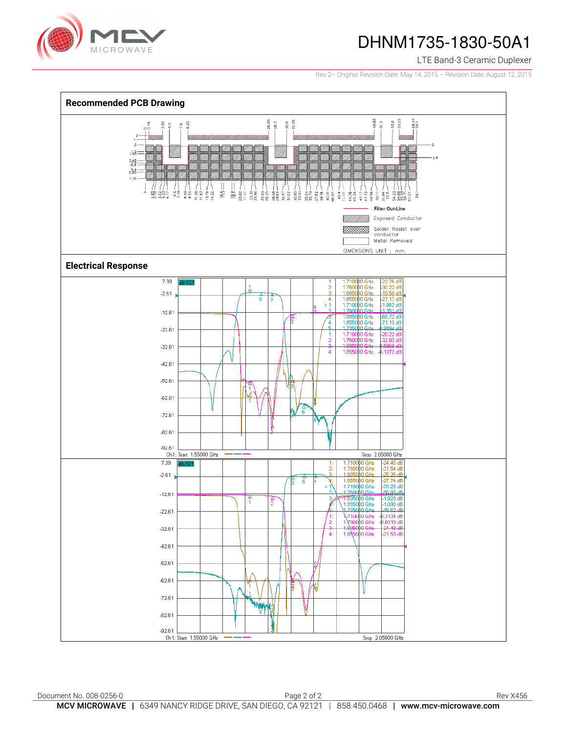## Recommended PCB Drawing

0.78
3.85
5.3
7.8
9.25
26.85
28.3
30.8
32.25
49.85
51.3
53.8
55.25
58.33
59.1

2
1.1
0
1.5
1.95
3.45
3.9
4.46
5.4
5.85
7.35

0
2.8

0
1.45
1.99
3.52
4.22
4.77
6.6
7.16
8.99
9.55
11.38
11.93
13.76
14.32
16.6
18.9
19.4
20.92
21.41
23.31
23.86
25.69
26.25
28.08
28.64
30.47
31.02
32.85
33.41
35.24
35.79
37.62
38.18
40.01
40.57
42.4
42.95
44.78
45.34
47.17
47.73
49.56
50.11
51.94
52.5
54.33
54.88
56.72
57.27
59.1

Filter Out-Line
Exposed Conductor
Solder Resist over conductor
Metal Removed

DIMENSIONS UNIT : mm

## Electrical Response

7.39
-2.61
-12.61
-22.61
-32.61
-42.61
-52.61
-62.61
-72.61
-82.61
-92.61

dB-S21

1: 1.710000 GHz -23.76 dB
2: 1.760000 GHz -30.22 dB
3: 1.805000 GHz -19.50 dB
4: 1.855000 GHz -27.17 dB
> 1: 1.710000 GHz -1.062 dB
2: 1.760000 GHz -1.351 dB
3: 1.805000 GHz -66.72 dB
4: 1.855000 GHz -71.13 dB
5: 1.735000 GHz -0.9994 dB
1: 1.710000 GHz -20.22 dB
2: 1.760000 GHz -32.83 dB
3: 1.805000 GHz -0.5969 dB
4: 1.855000 GHz -0.1373 dB

Ch1: Start 1.55000 GHz
Stop 2.05000 GHz

7.39
-2.61
-12.61
-22.61
-32.61
-42.61
-52.61
-62.61
-72.61
-82.61
-92.61

dB-S21

1: 1.710000 GHz -24.45 dB
2: 1.760000 GHz -31.54 dB
3: 1.805000 GHz -25.26 dB
4: 1.855000 GHz -27.74 dB
> 1: 1.710000 GHz -73.29 dB
2: 1.760000 GHz -86.83 dB
3: 1.805000 GHz -1.923 dB
4: 1.855000 GHz -1.090 dB
5: 1.735000 GHz -76.62 dB
1: 1.710000 GHz -0.3134 dB
2: 1.760000 GHz -0.6013 dB
3: 1.805000 GHz -24.48 dB
4: 1.855000 GHz -21.53 dB

Ch1: Start 1.55000 GHz
Stop 2.05000 GHz